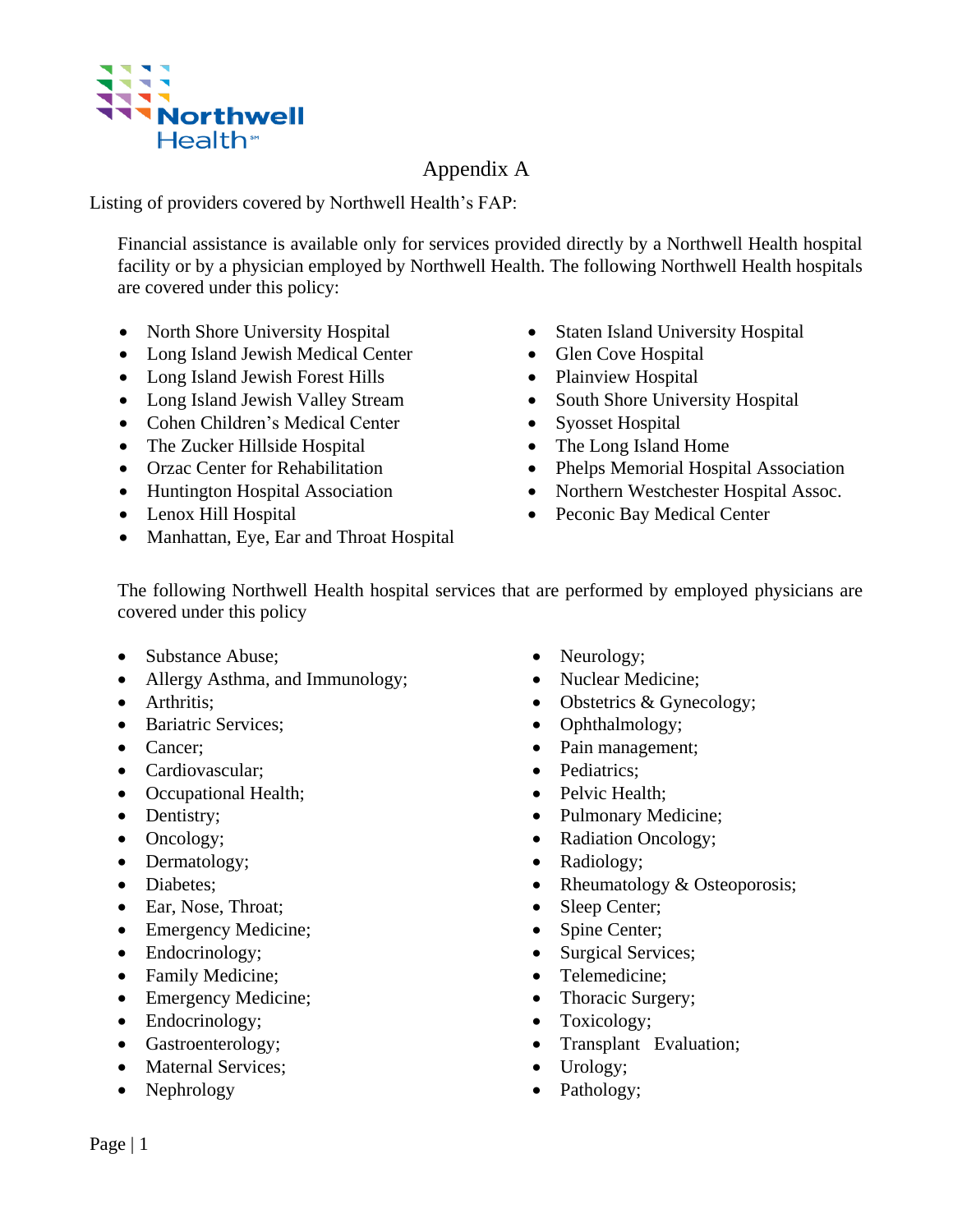# Appendix A

Listing of providers covered by Northwell Health's FAP:

Financial assistance is available only for services provided directly by a Northwell Health hospital facility or by a physician employed by Northwell Health. The following Northwell Health hospitals are covered under this policy:

- North Shore University Hospital
- Long Island Jewish Medical Center
- Long Island Jewish Forest Hills
- Long Island Jewish Valley Stream
- Cohen Children's Medical Center
- The Zucker Hillside Hospital
- Orzac Center for Rehabilitation
- Huntington Hospital Association
- Lenox Hill Hospital
- Manhattan, Eye, Ear and Throat Hospital
- Staten Island University Hospital
- Glen Cove Hospital
- Plainview Hospital
- South Shore University Hospital
- Syosset Hospital
- The Long Island Home
- Phelps Memorial Hospital Association
- Northern Westchester Hospital Assoc.
- Peconic Bay Medical Center

The following Northwell Health hospital services that are performed by employed physicians are covered under this policy

- Substance Abuse;
- Allergy Asthma, and Immunology;
- Arthritis;
- Bariatric Services;
- Cancer;
- Cardiovascular;
- Occupational Health;
- Dentistry;
- Oncology;
- Dermatology;
- Diabetes;
- Ear, Nose, Throat;
- Emergency Medicine;
- Endocrinology;
- Family Medicine;
- Emergency Medicine;
- Endocrinology;
- Gastroenterology;
- Maternal Services;
- Nephrology
- Neurology;
- Nuclear Medicine;
- Obstetrics & Gynecology;
- Ophthalmology;
- Pain management;
- Pediatrics;
- Pelvic Health;
- Pulmonary Medicine;
- Radiation Oncology;
- Radiology;
- Rheumatology & Osteoporosis;
- Sleep Center;
- Spine Center;
- Surgical Services;
- Telemedicine;
- Thoracic Surgery;
- Toxicology;
- Transplant Evaluation;
- Urology;
- Pathology;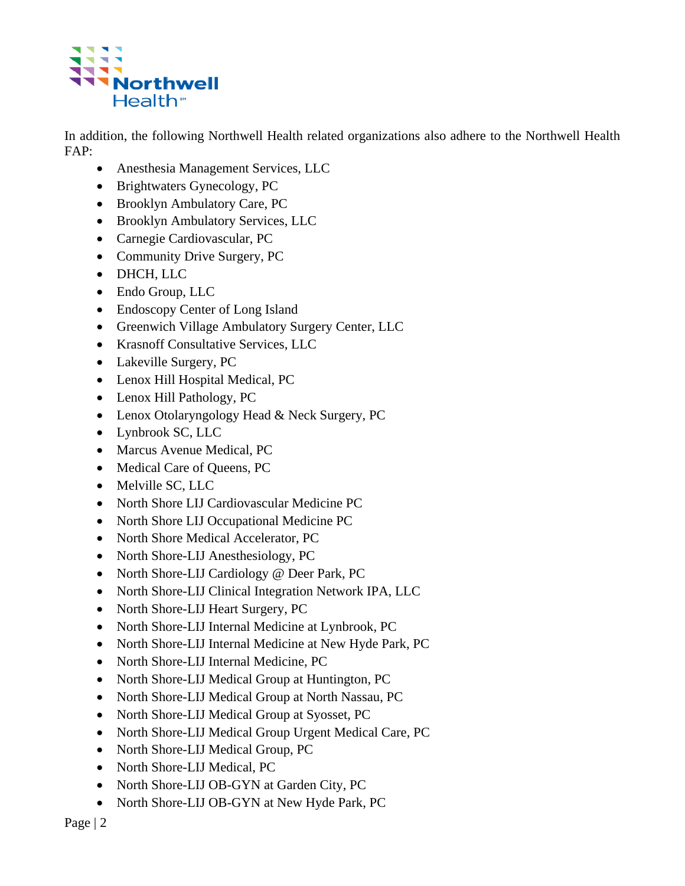In addition, the following Northwell Health related organizations also adhere to the Northwell Health FAP:

- Anesthesia Management Services, LLC
- Brightwaters Gynecology, PC
- Brooklyn Ambulatory Care, PC
- Brooklyn Ambulatory Services, LLC
- Carnegie Cardiovascular, PC
- Community Drive Surgery, PC
- DHCH, LLC
- Endo Group, LLC
- Endoscopy Center of Long Island
- Greenwich Village Ambulatory Surgery Center, LLC
- Krasnoff Consultative Services, LLC
- Lakeville Surgery, PC
- Lenox Hill Hospital Medical, PC
- Lenox Hill Pathology, PC
- Lenox Otolaryngology Head & Neck Surgery, PC
- Lynbrook SC, LLC
- Marcus Avenue Medical, PC
- Medical Care of Queens, PC
- Melville SC, LLC
- North Shore LIJ Cardiovascular Medicine PC
- North Shore LIJ Occupational Medicine PC
- North Shore Medical Accelerator, PC
- North Shore-LIJ Anesthesiology, PC
- North Shore-LIJ Cardiology @ Deer Park, PC
- North Shore-LIJ Clinical Integration Network IPA, LLC
- North Shore-LIJ Heart Surgery, PC
- North Shore-LIJ Internal Medicine at Lynbrook, PC
- North Shore-LIJ Internal Medicine at New Hyde Park, PC
- North Shore-LIJ Internal Medicine, PC
- North Shore-LIJ Medical Group at Huntington, PC
- North Shore-LIJ Medical Group at North Nassau, PC
- North Shore-LIJ Medical Group at Syosset, PC
- North Shore-LIJ Medical Group Urgent Medical Care, PC
- North Shore-LIJ Medical Group, PC
- North Shore-LIJ Medical, PC
- North Shore-LIJ OB-GYN at Garden City, PC
- North Shore-LIJ OB-GYN at New Hyde Park, PC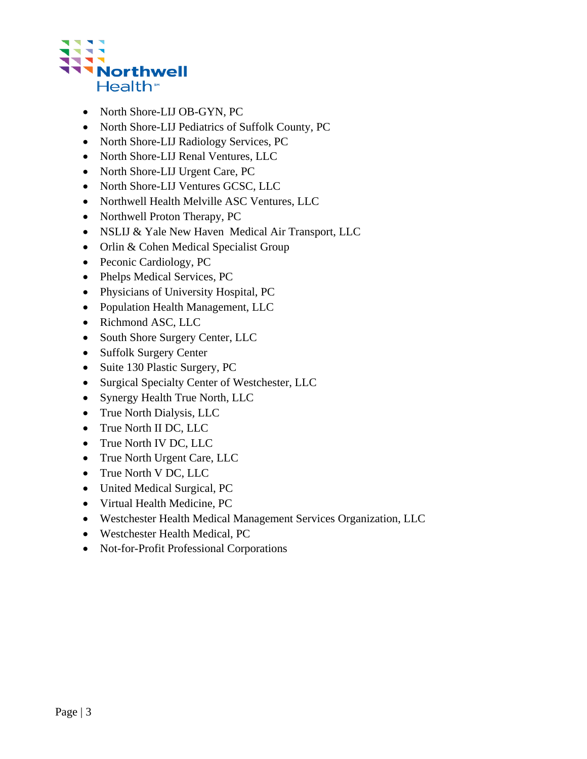- North Shore-LIJ OB-GYN, PC
- North Shore-LIJ Pediatrics of Suffolk County, PC
- North Shore-LIJ Radiology Services, PC
- North Shore-LIJ Renal Ventures, LLC
- North Shore-LIJ Urgent Care, PC
- North Shore-LIJ Ventures GCSC, LLC
- Northwell Health Melville ASC Ventures, LLC
- Northwell Proton Therapy, PC
- NSLIJ & Yale New Haven Medical Air Transport, LLC
- Orlin & Cohen Medical Specialist Group
- Peconic Cardiology, PC
- Phelps Medical Services, PC
- Physicians of University Hospital, PC
- Population Health Management, LLC
- Richmond ASC, LLC
- South Shore Surgery Center, LLC
- Suffolk Surgery Center
- Suite 130 Plastic Surgery, PC
- Surgical Specialty Center of Westchester, LLC
- Synergy Health True North, LLC
- True North Dialysis, LLC
- True North II DC, LLC
- True North IV DC, LLC
- True North Urgent Care, LLC
- True North V DC, LLC
- United Medical Surgical, PC
- Virtual Health Medicine, PC
- Westchester Health Medical Management Services Organization, LLC
- Westchester Health Medical, PC
- Not-for-Profit Professional Corporations